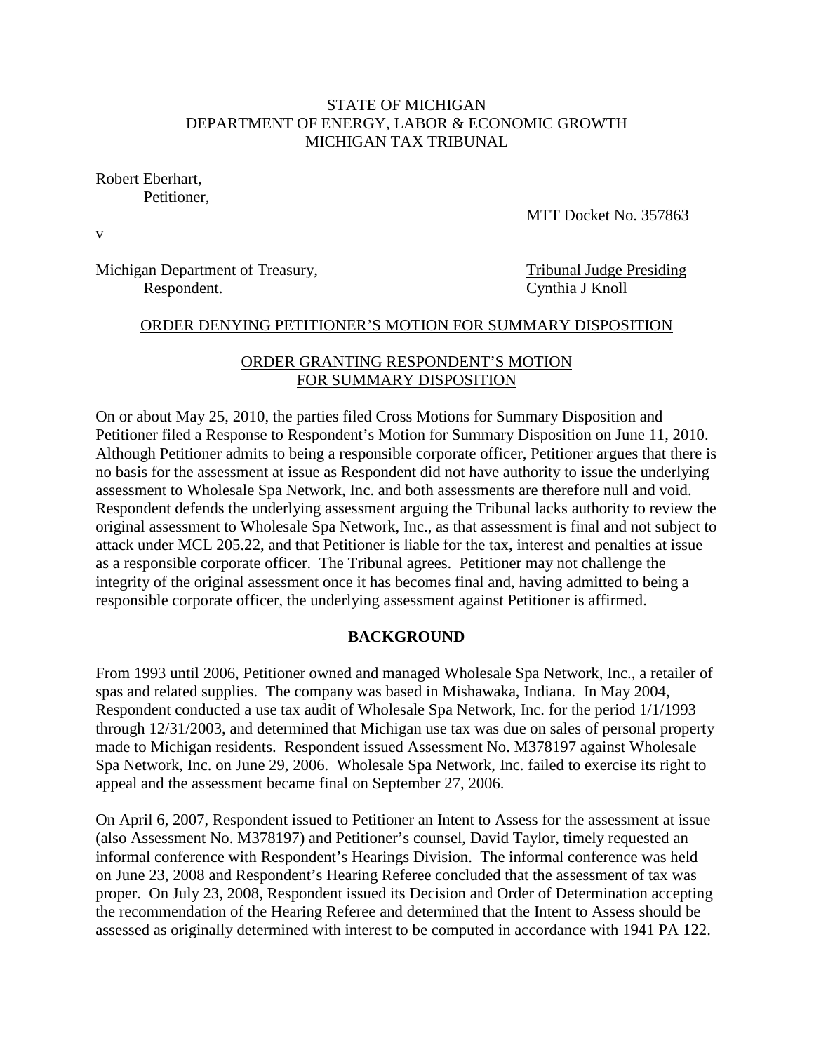STATE OF MICHIGAN
DEPARTMENT OF ENERGY, LABOR & ECONOMIC GROWTH
MICHIGAN TAX TRIBUNAL

Robert Eberhart,
Petitioner,

MTT Docket No. 357863

v

Michigan Department of Treasury,
Respondent.

Tribunal Judge Presiding
Cynthia J Knoll

ORDER DENYING PETITIONER'S MOTION FOR SUMMARY DISPOSITION

ORDER GRANTING RESPONDENT'S MOTION FOR SUMMARY DISPOSITION

On or about May 25, 2010, the parties filed Cross Motions for Summary Disposition and Petitioner filed a Response to Respondent's Motion for Summary Disposition on June 11, 2010. Although Petitioner admits to being a responsible corporate officer, Petitioner argues that there is no basis for the assessment at issue as Respondent did not have authority to issue the underlying assessment to Wholesale Spa Network, Inc. and both assessments are therefore null and void. Respondent defends the underlying assessment arguing the Tribunal lacks authority to review the original assessment to Wholesale Spa Network, Inc., as that assessment is final and not subject to attack under MCL 205.22, and that Petitioner is liable for the tax, interest and penalties at issue as a responsible corporate officer. The Tribunal agrees. Petitioner may not challenge the integrity of the original assessment once it has becomes final and, having admitted to being a responsible corporate officer, the underlying assessment against Petitioner is affirmed.

## BACKGROUND

From 1993 until 2006, Petitioner owned and managed Wholesale Spa Network, Inc., a retailer of spas and related supplies. The company was based in Mishawaka, Indiana. In May 2004, Respondent conducted a use tax audit of Wholesale Spa Network, Inc. for the period 1/1/1993 through 12/31/2003, and determined that Michigan use tax was due on sales of personal property made to Michigan residents. Respondent issued Assessment No. M378197 against Wholesale Spa Network, Inc. on June 29, 2006. Wholesale Spa Network, Inc. failed to exercise its right to appeal and the assessment became final on September 27, 2006.

On April 6, 2007, Respondent issued to Petitioner an Intent to Assess for the assessment at issue (also Assessment No. M378197) and Petitioner's counsel, David Taylor, timely requested an informal conference with Respondent's Hearings Division. The informal conference was held on June 23, 2008 and Respondent's Hearing Referee concluded that the assessment of tax was proper. On July 23, 2008, Respondent issued its Decision and Order of Determination accepting the recommendation of the Hearing Referee and determined that the Intent to Assess should be assessed as originally determined with interest to be computed in accordance with 1941 PA 122.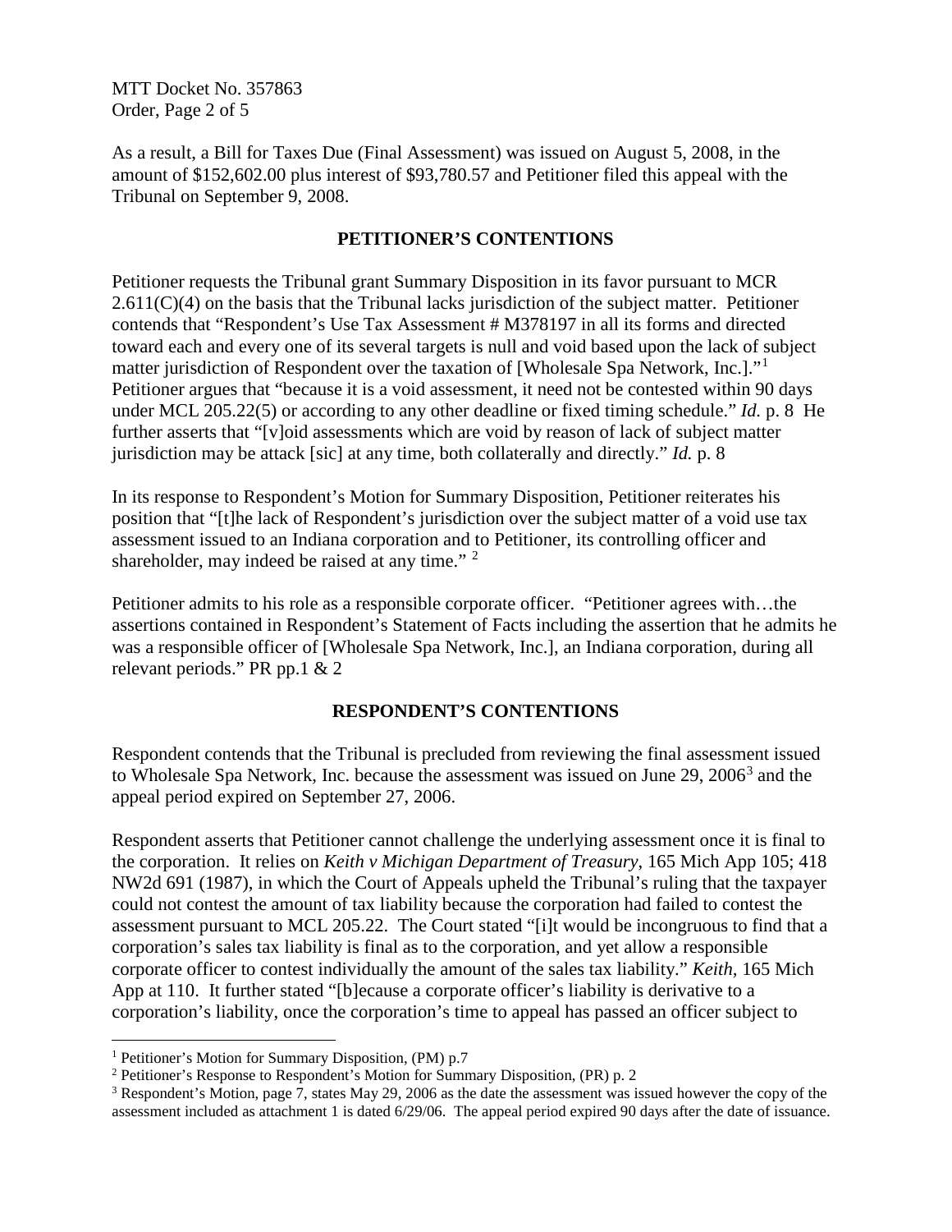As a result, a Bill for Taxes Due (Final Assessment) was issued on August 5, 2008, in the amount of $152,602.00 plus interest of $93,780.57 and Petitioner filed this appeal with the Tribunal on September 9, 2008.

## PETITIONER'S CONTENTIONS

Petitioner requests the Tribunal grant Summary Disposition in its favor pursuant to MCR 2.611(C)(4) on the basis that the Tribunal lacks jurisdiction of the subject matter. Petitioner contends that "Respondent's Use Tax Assessment # M378197 in all its forms and directed toward each and every one of its several targets is null and void based upon the lack of subject matter jurisdiction of Respondent over the taxation of [Wholesale Spa Network, Inc.]."[1] Petitioner argues that "because it is a void assessment, it need not be contested within 90 days under MCL 205.22(5) or according to any other deadline or fixed timing schedule." *Id.* p. 8 He further asserts that "[v]oid assessments which are void by reason of lack of subject matter jurisdiction may be attack [sic] at any time, both collaterally and directly." *Id.* p. 8

In its response to Respondent's Motion for Summary Disposition, Petitioner reiterates his position that "[t]he lack of Respondent's jurisdiction over the subject matter of a void use tax assessment issued to an Indiana corporation and to Petitioner, its controlling officer and shareholder, may indeed be raised at any time." [2]

Petitioner admits to his role as a responsible corporate officer. "Petitioner agrees with…the assertions contained in Respondent's Statement of Facts including the assertion that he admits he was a responsible officer of [Wholesale Spa Network, Inc.], an Indiana corporation, during all relevant periods." PR pp.1 & 2

## RESPONDENT'S CONTENTIONS

Respondent contends that the Tribunal is precluded from reviewing the final assessment issued to Wholesale Spa Network, Inc. because the assessment was issued on June 29, 2006[3] and the appeal period expired on September 27, 2006.

Respondent asserts that Petitioner cannot challenge the underlying assessment once it is final to the corporation. It relies on *Keith v Michigan Department of Treasury*, 165 Mich App 105; 418 NW2d 691 (1987), in which the Court of Appeals upheld the Tribunal's ruling that the taxpayer could not contest the amount of tax liability because the corporation had failed to contest the assessment pursuant to MCL 205.22. The Court stated "[i]t would be incongruous to find that a corporation's sales tax liability is final as to the corporation, and yet allow a responsible corporate officer to contest individually the amount of the sales tax liability." *Keith*, 165 Mich App at 110. It further stated "[b]ecause a corporate officer's liability is derivative to a corporation's liability, once the corporation's time to appeal has passed an officer subject to

---

[1] Petitioner's Motion for Summary Disposition, (PM) p.7

[2] Petitioner's Response to Respondent's Motion for Summary Disposition, (PR) p. 2

[3] Respondent's Motion, page 7, states May 29, 2006 as the date the assessment was issued however the copy of the assessment included as attachment 1 is dated 6/29/06. The appeal period expired 90 days after the date of issuance.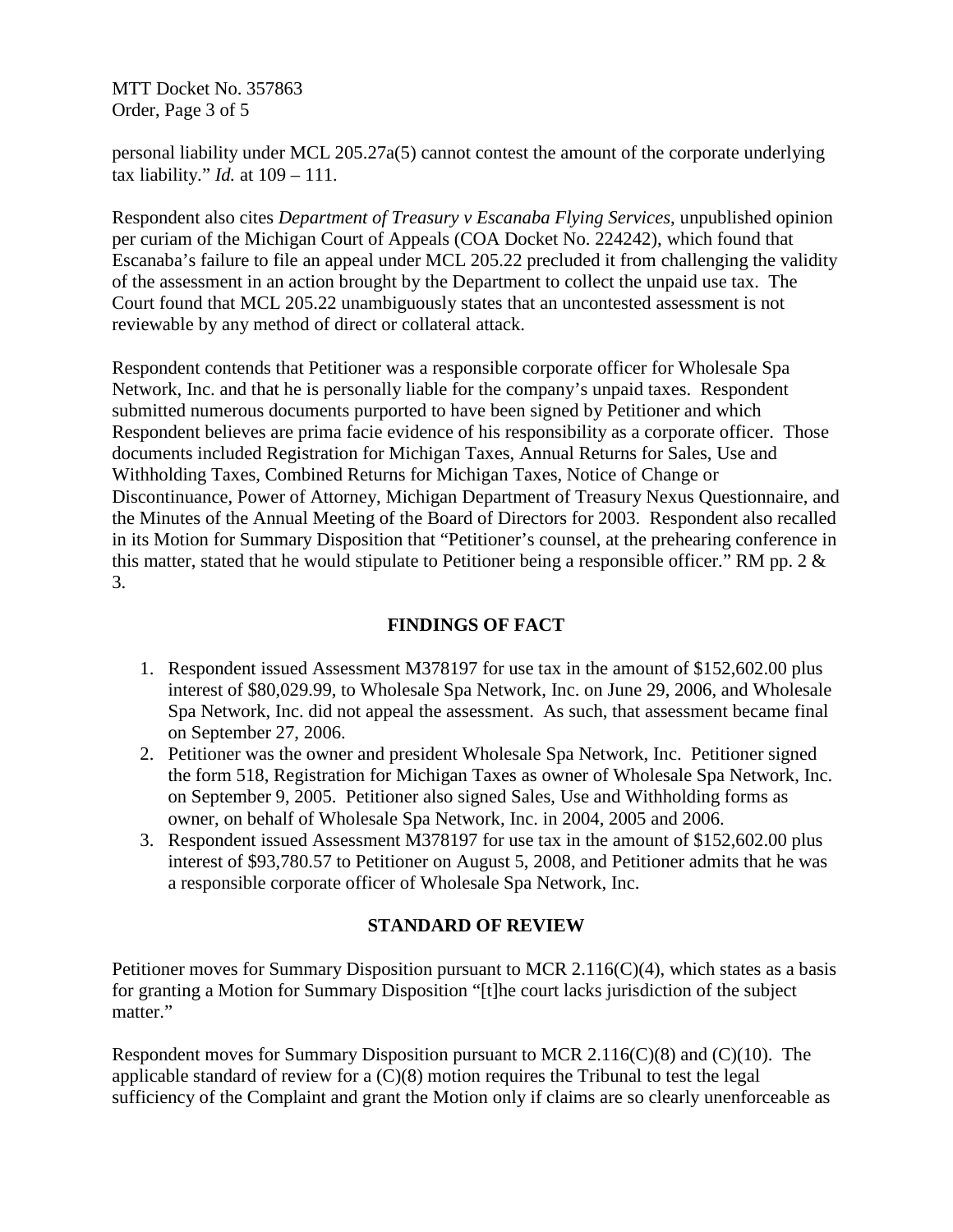personal liability under MCL 205.27a(5) cannot contest the amount of the corporate underlying tax liability." *Id.* at 109 – 111.

Respondent also cites *Department of Treasury v Escanaba Flying Services*, unpublished opinion per curiam of the Michigan Court of Appeals (COA Docket No. 224242), which found that Escanaba's failure to file an appeal under MCL 205.22 precluded it from challenging the validity of the assessment in an action brought by the Department to collect the unpaid use tax. The Court found that MCL 205.22 unambiguously states that an uncontested assessment is not reviewable by any method of direct or collateral attack.

Respondent contends that Petitioner was a responsible corporate officer for Wholesale Spa Network, Inc. and that he is personally liable for the company's unpaid taxes. Respondent submitted numerous documents purported to have been signed by Petitioner and which Respondent believes are prima facie evidence of his responsibility as a corporate officer. Those documents included Registration for Michigan Taxes, Annual Returns for Sales, Use and Withholding Taxes, Combined Returns for Michigan Taxes, Notice of Change or Discontinuance, Power of Attorney, Michigan Department of Treasury Nexus Questionnaire, and the Minutes of the Annual Meeting of the Board of Directors for 2003. Respondent also recalled in its Motion for Summary Disposition that "Petitioner's counsel, at the prehearing conference in this matter, stated that he would stipulate to Petitioner being a responsible officer." RM pp. 2 & 3.

## FINDINGS OF FACT

1. Respondent issued Assessment M378197 for use tax in the amount of $152,602.00 plus interest of $80,029.99, to Wholesale Spa Network, Inc. on June 29, 2006, and Wholesale Spa Network, Inc. did not appeal the assessment. As such, that assessment became final on September 27, 2006.
2. Petitioner was the owner and president Wholesale Spa Network, Inc. Petitioner signed the form 518, Registration for Michigan Taxes as owner of Wholesale Spa Network, Inc. on September 9, 2005. Petitioner also signed Sales, Use and Withholding forms as owner, on behalf of Wholesale Spa Network, Inc. in 2004, 2005 and 2006.
3. Respondent issued Assessment M378197 for use tax in the amount of $152,602.00 plus interest of $93,780.57 to Petitioner on August 5, 2008, and Petitioner admits that he was a responsible corporate officer of Wholesale Spa Network, Inc.

## STANDARD OF REVIEW

Petitioner moves for Summary Disposition pursuant to MCR 2.116(C)(4), which states as a basis for granting a Motion for Summary Disposition "[t]he court lacks jurisdiction of the subject matter."

Respondent moves for Summary Disposition pursuant to MCR 2.116(C)(8) and (C)(10). The applicable standard of review for a (C)(8) motion requires the Tribunal to test the legal sufficiency of the Complaint and grant the Motion only if claims are so clearly unenforceable as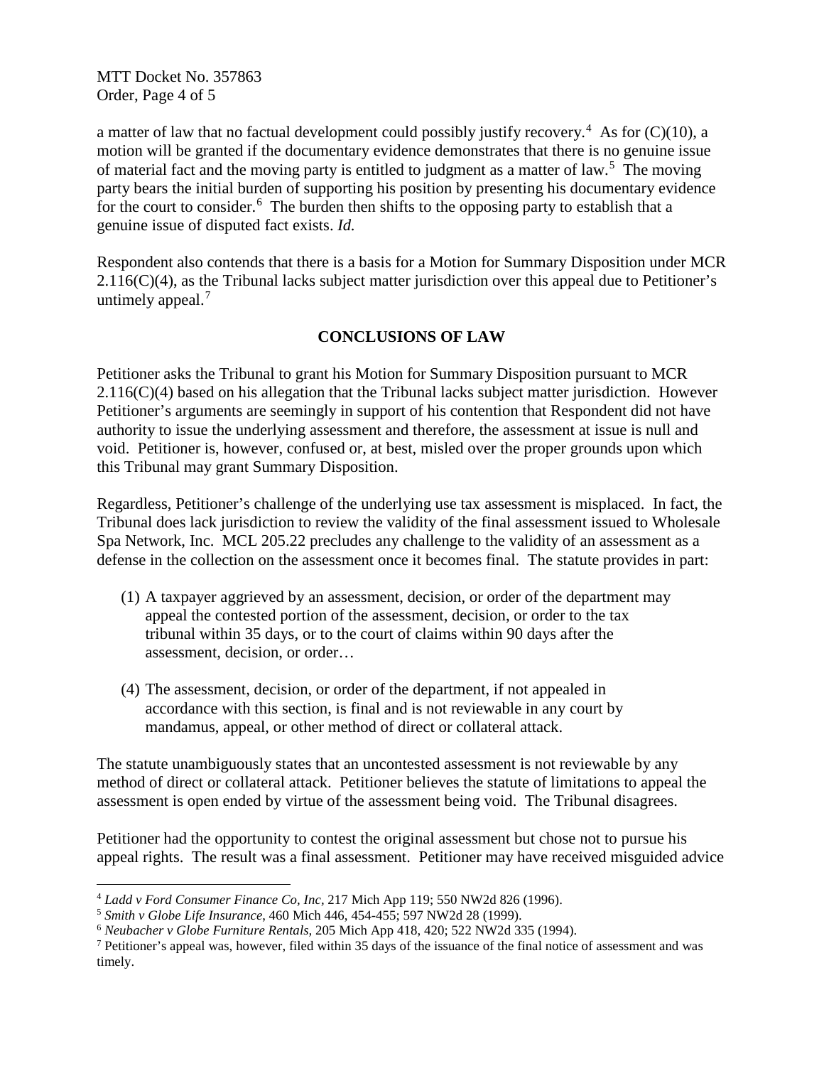a matter of law that no factual development could possibly justify recovery.[4] As for (C)(10), a motion will be granted if the documentary evidence demonstrates that there is no genuine issue of material fact and the moving party is entitled to judgment as a matter of law.[5] The moving party bears the initial burden of supporting his position by presenting his documentary evidence for the court to consider.[6] The burden then shifts to the opposing party to establish that a genuine issue of disputed fact exists. *Id.*

Respondent also contends that there is a basis for a Motion for Summary Disposition under MCR 2.116(C)(4), as the Tribunal lacks subject matter jurisdiction over this appeal due to Petitioner's untimely appeal.[7]

## CONCLUSIONS OF LAW

Petitioner asks the Tribunal to grant his Motion for Summary Disposition pursuant to MCR 2.116(C)(4) based on his allegation that the Tribunal lacks subject matter jurisdiction. However Petitioner's arguments are seemingly in support of his contention that Respondent did not have authority to issue the underlying assessment and therefore, the assessment at issue is null and void. Petitioner is, however, confused or, at best, misled over the proper grounds upon which this Tribunal may grant Summary Disposition.

Regardless, Petitioner's challenge of the underlying use tax assessment is misplaced. In fact, the Tribunal does lack jurisdiction to review the validity of the final assessment issued to Wholesale Spa Network, Inc. MCL 205.22 precludes any challenge to the validity of an assessment as a defense in the collection on the assessment once it becomes final. The statute provides in part:

> (1) A taxpayer aggrieved by an assessment, decision, or order of the department may appeal the contested portion of the assessment, decision, or order to the tax tribunal within 35 days, or to the court of claims within 90 days after the assessment, decision, or order…
>
> (4) The assessment, decision, or order of the department, if not appealed in accordance with this section, is final and is not reviewable in any court by mandamus, appeal, or other method of direct or collateral attack.

The statute unambiguously states that an uncontested assessment is not reviewable by any method of direct or collateral attack. Petitioner believes the statute of limitations to appeal the assessment is open ended by virtue of the assessment being void. The Tribunal disagrees.

Petitioner had the opportunity to contest the original assessment but chose not to pursue his appeal rights. The result was a final assessment. Petitioner may have received misguided advice

---

[4] *Ladd v Ford Consumer Finance Co, Inc,* 217 Mich App 119; 550 NW2d 826 (1996).

[5] *Smith v Globe Life Insurance,* 460 Mich 446, 454-455; 597 NW2d 28 (1999).

[6] *Neubacher v Globe Furniture Rentals,* 205 Mich App 418, 420; 522 NW2d 335 (1994).

[7] Petitioner's appeal was, however, filed within 35 days of the issuance of the final notice of assessment and was timely.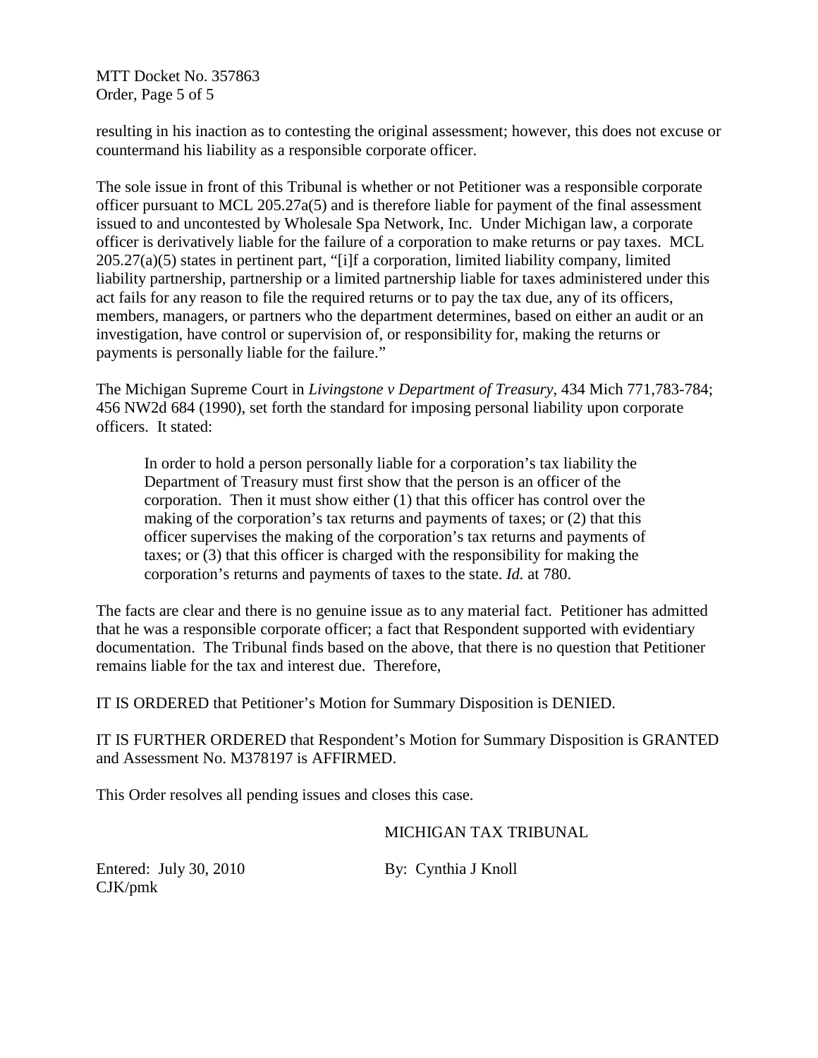resulting in his inaction as to contesting the original assessment; however, this does not excuse or countermand his liability as a responsible corporate officer.

The sole issue in front of this Tribunal is whether or not Petitioner was a responsible corporate officer pursuant to MCL 205.27a(5) and is therefore liable for payment of the final assessment issued to and uncontested by Wholesale Spa Network, Inc. Under Michigan law, a corporate officer is derivatively liable for the failure of a corporation to make returns or pay taxes. MCL 205.27(a)(5) states in pertinent part, "[i]f a corporation, limited liability company, limited liability partnership, partnership or a limited partnership liable for taxes administered under this act fails for any reason to file the required returns or to pay the tax due, any of its officers, members, managers, or partners who the department determines, based on either an audit or an investigation, have control or supervision of, or responsibility for, making the returns or payments is personally liable for the failure."

The Michigan Supreme Court in *Livingstone v Department of Treasury*, 434 Mich 771,783-784; 456 NW2d 684 (1990), set forth the standard for imposing personal liability upon corporate officers. It stated:

> In order to hold a person personally liable for a corporation's tax liability the Department of Treasury must first show that the person is an officer of the corporation. Then it must show either (1) that this officer has control over the making of the corporation's tax returns and payments of taxes; or (2) that this officer supervises the making of the corporation's tax returns and payments of taxes; or (3) that this officer is charged with the responsibility for making the corporation's returns and payments of taxes to the state. *Id.* at 780.

The facts are clear and there is no genuine issue as to any material fact. Petitioner has admitted that he was a responsible corporate officer; a fact that Respondent supported with evidentiary documentation. The Tribunal finds based on the above, that there is no question that Petitioner remains liable for the tax and interest due. Therefore,

IT IS ORDERED that Petitioner's Motion for Summary Disposition is DENIED.

IT IS FURTHER ORDERED that Respondent's Motion for Summary Disposition is GRANTED and Assessment No. M378197 is AFFIRMED.

This Order resolves all pending issues and closes this case.

MICHIGAN TAX TRIBUNAL

Entered: July 30, 2010

By: Cynthia J Knoll

CJK/pmk